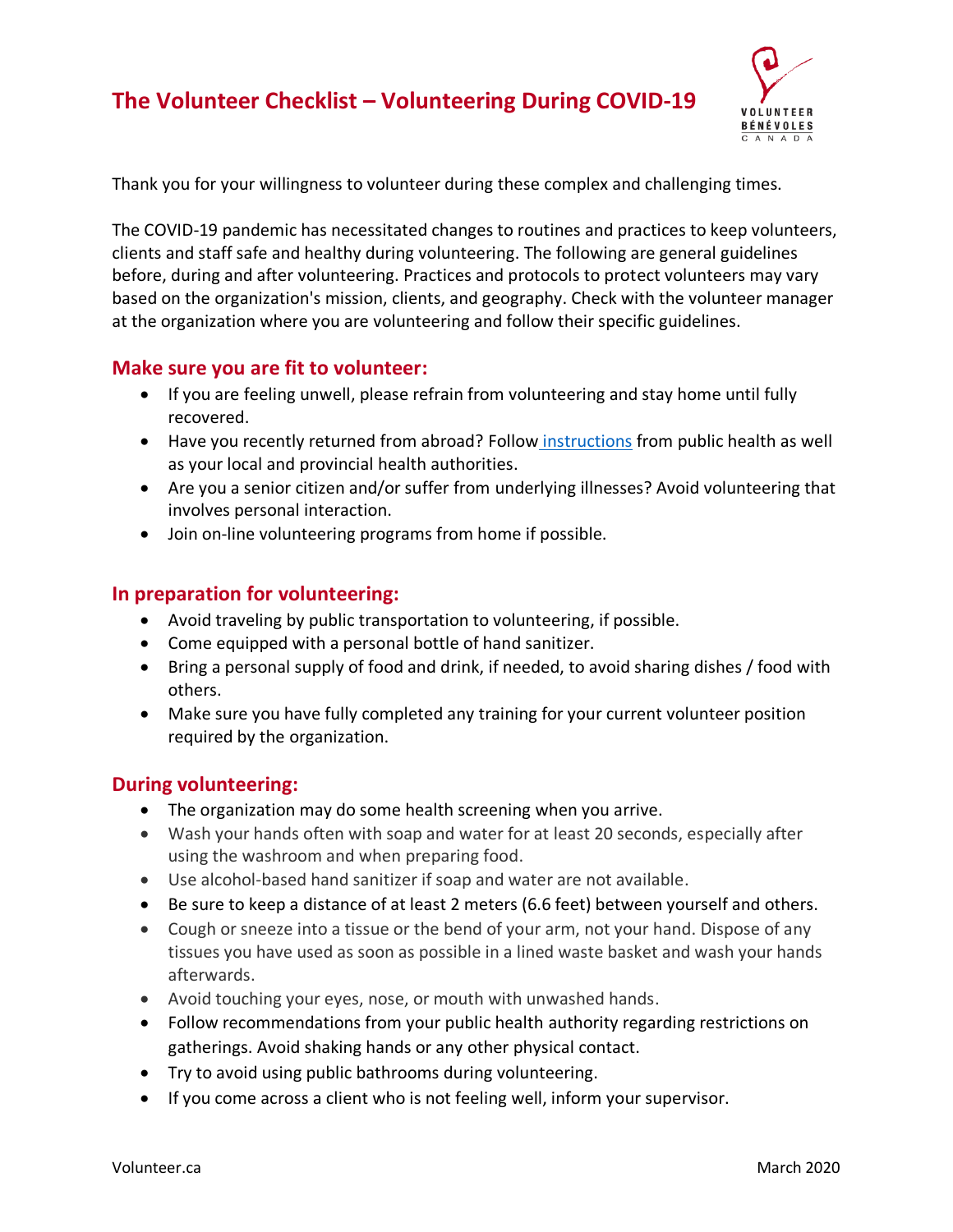# The Volunteer Checklist – Volunteering During COVID-19

Thank you for your willingness to volunteer during these complex and challenging times.

The COVID-19 pandemic has necessitated changes to routines and practices to keep volunteers, clients and staff safe and healthy during volunteering. The following are general guidelines before, during and after volunteering. Practices and protocols to protect volunteers may vary based on the organization's mission, clients, and geography. Check with the volunteer manager at the organization where you are volunteering and follow their specific guidelines.

## Make sure you are fit to volunteer:

- If you are feeling unwell, please refrain from volunteering and stay home until fully recovered.
- Have you recently returned from abroad? Follow instructions from public health as well as your local and provincial health authorities.
- Are you a senior citizen and/or suffer from underlying illnesses? Avoid volunteering that involves personal interaction.
- Join on-line volunteering programs from home if possible.

## In preparation for volunteering:

- Avoid traveling by public transportation to volunteering, if possible.
- Come equipped with a personal bottle of hand sanitizer.
- Bring a personal supply of food and drink, if needed, to avoid sharing dishes / food with others.
- Make sure you have fully completed any training for your current volunteer position required by the organization.

## During volunteering:

- The organization may do some health screening when you arrive.
- Wash your hands often with soap and water for at least 20 seconds, especially after using the washroom and when preparing food.
- Use alcohol-based hand sanitizer if soap and water are not available.
- Be sure to keep a distance of at least 2 meters (6.6 feet) between yourself and others.
- Cough or sneeze into a tissue or the bend of your arm, not your hand. Dispose of any tissues you have used as soon as possible in a lined waste basket and wash your hands afterwards.
- Avoid touching your eyes, nose, or mouth with unwashed hands.
- Follow recommendations from your public health authority regarding restrictions on gatherings. Avoid shaking hands or any other physical contact.
- Try to avoid using public bathrooms during volunteering.
- If you come across a client who is not feeling well, inform your supervisor.

Volunteer.ca March 2020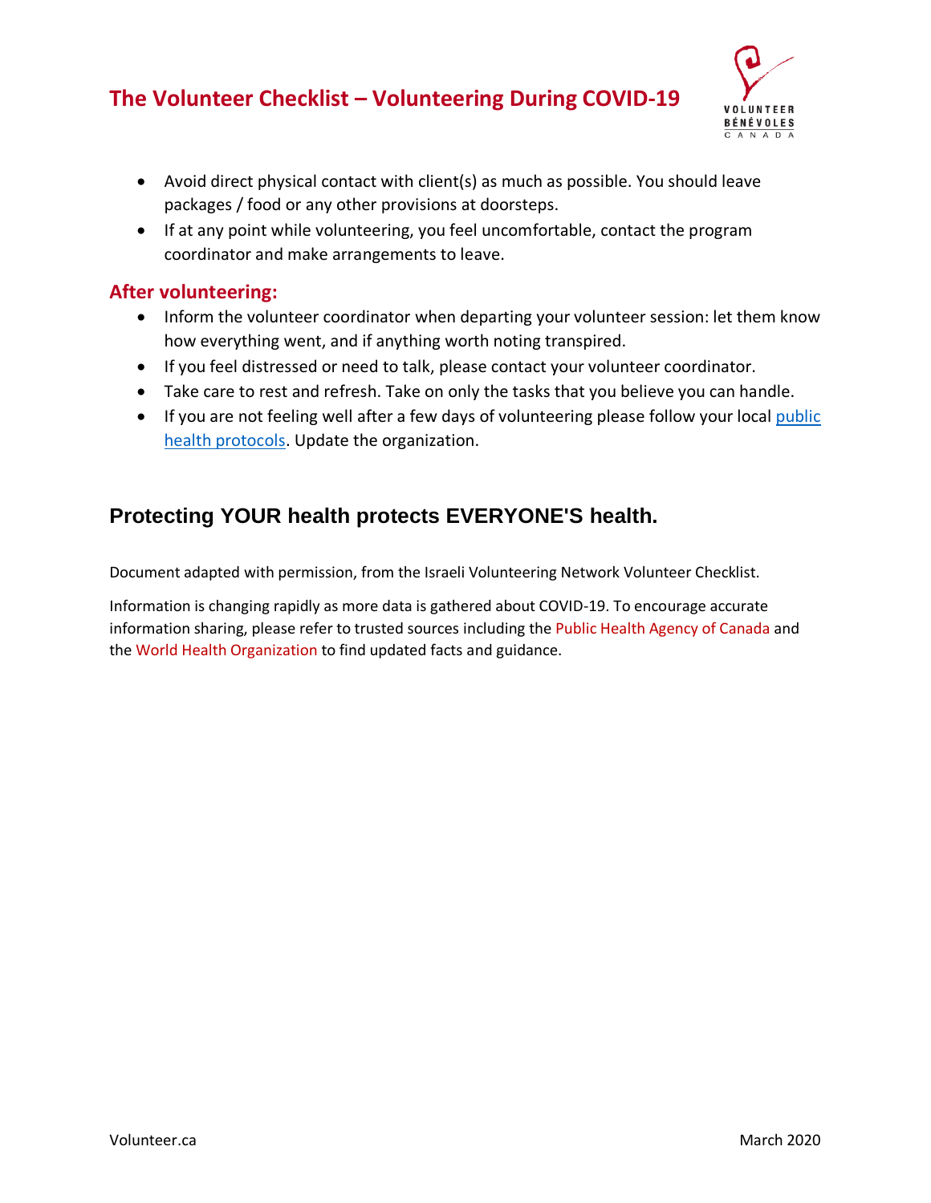- Avoid direct physical contact with client(s) as much as possible. You should leave packages / food or any other provisions at doorsteps.
- If at any point while volunteering, you feel uncomfortable, contact the program coordinator and make arrangements to leave.

## After volunteering:

- Inform the volunteer coordinator when departing your volunteer session: let them know how everything went, and if anything worth noting transpired.
- If you feel distressed or need to talk, please contact your volunteer coordinator.
- Take care to rest and refresh. Take on only the tasks that you believe you can handle.
- If you are not feeling well after a few days of volunteering please follow your local public health protocols. Update the organization.

## Protecting YOUR health protects EVERYONE'S health.

Document adapted with permission, from the Israeli Volunteering Network Volunteer Checklist.

Information is changing rapidly as more data is gathered about COVID-19. To encourage accurate information sharing, please refer to trusted sources including the Public Health Agency of Canada and the World Health Organization to find updated facts and guidance.

Volunteer.ca

March 2020